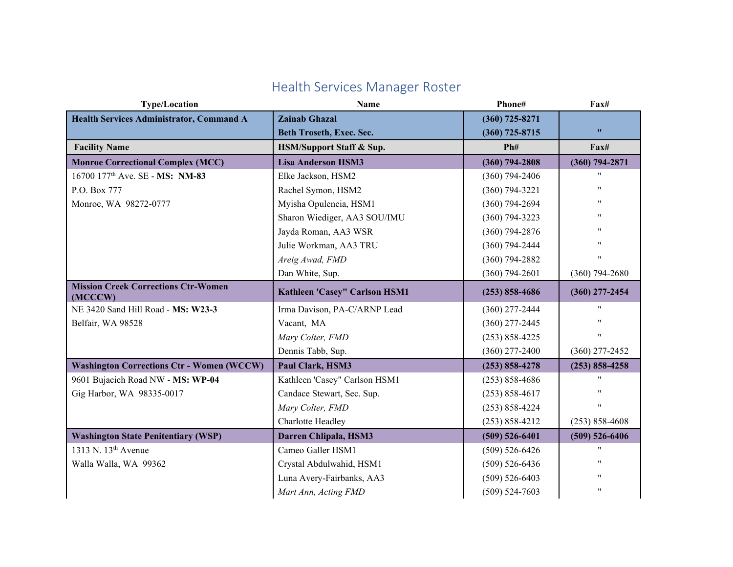# Health Services Manager Roster

| Type/Location | Name | Phone# | Fax# |
|---|---|---|---|
| **Health Services Administrator, Command A** | **Zainab Ghazal** | **(360) 725-8271** | |
| | **Beth Troseth, Exec. Sec.** | **(360) 725-8715** | **"** |
| **Facility Name** | **HSM/Support Staff & Sup.** | **Ph#** | **Fax#** |
| **Monroe Correctional Complex (MCC)** | **Lisa Anderson HSM3** | **(360) 794-2808** | **(360) 794-2871** |
| 16700 177th Ave. SE - **MS: NM-83** | Elke Jackson, HSM2 | (360) 794-2406 | " |
| P.O. Box 777 | Rachel Symon, HSM2 | (360) 794-3221 | " |
| Monroe, WA 98272-0777 | Myisha Opulencia, HSM1 | (360) 794-2694 | " |
| | Sharon Wiediger, AA3 SOU/IMU | (360) 794-3223 | " |
| | Jayda Roman, AA3 WSR | (360) 794-2876 | " |
| | Julie Workman, AA3 TRU | (360) 794-2444 | " |
| | *Areig Awad, FMD* | (360) 794-2882 | " |
| | Dan White, Sup. | (360) 794-2601 | (360) 794-2680 |
| **Mission Creek Corrections Ctr-Women (MCCCW)** | **Kathleen 'Casey" Carlson HSM1** | **(253) 858-4686** | **(360) 277-2454** |
| NE 3420 Sand Hill Road - **MS: W23-3** | Irma Davison, PA-C/ARNP Lead | (360) 277-2444 | " |
| Belfair, WA 98528 | Vacant, MA | (360) 277-2445 | " |
| | *Mary Colter, FMD* | (253) 858-4225 | " |
| | Dennis Tabb, Sup. | (360) 277-2400 | (360) 277-2452 |
| **Washington Corrections Ctr - Women (WCCW)** | **Paul Clark, HSM3** | **(253) 858-4278** | **(253) 858-4258** |
| 9601 Bujacich Road NW - **MS: WP-04** | Kathleen 'Casey" Carlson HSM1 | (253) 858-4686 | " |
| Gig Harbor, WA 98335-0017 | Candace Stewart, Sec. Sup. | (253) 858-4617 | " |
| | *Mary Colter, FMD* | (253) 858-4224 | " |
| | Charlotte Headley | (253) 858-4212 | (253) 858-4608 |
| **Washington State Penitentiary (WSP)** | **Darren Chlipala, HSM3** | **(509) 526-6401** | **(509) 526-6406** |
| 1313 N. 13th Avenue | Cameo Galler HSM1 | (509) 526-6426 | " |
| Walla Walla, WA 99362 | Crystal Abdulwahid, HSM1 | (509) 526-6436 | " |
| | Luna Avery-Fairbanks, AA3 | (509) 526-6403 | " |
| | *Mart Ann, Acting FMD* | (509) 524-7603 | " |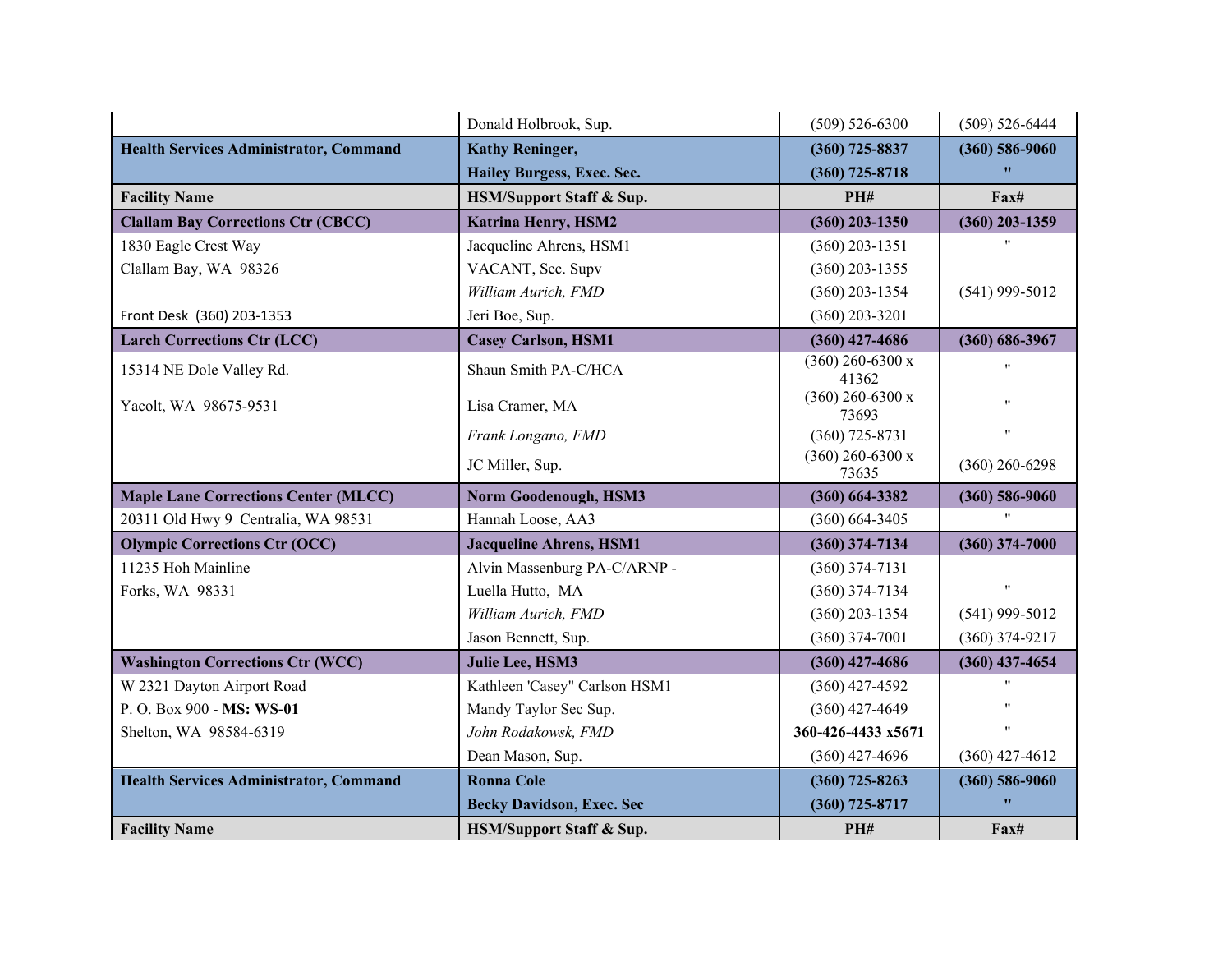| | | | |
|---|---|---|---|
| | Donald Holbrook, Sup. | (509) 526-6300 | (509) 526-6444 |
| **Health Services Administrator, Command** | **Kathy Reninger,** | **(360) 725-8837** | **(360) 586-9060** |
| | **Hailey Burgess, Exec. Sec.** | **(360) 725-8718** | **"** |
| **Facility Name** | **HSM/Support Staff & Sup.** | **PH#** | **Fax#** |
| **Clallam Bay Corrections Ctr (CBCC)** | **Katrina Henry, HSM2** | **(360) 203-1350** | **(360) 203-1359** |
| 1830 Eagle Crest Way | Jacqueline Ahrens, HSM1 | (360) 203-1351 | " |
| Clallam Bay, WA 98326 | VACANT, Sec. Supv | (360) 203-1355 | |
| | *William Aurich, FMD* | (360) 203-1354 | (541) 999-5012 |
| Front Desk (360) 203-1353 | Jeri Boe, Sup. | (360) 203-3201 | |
| **Larch Corrections Ctr (LCC)** | **Casey Carlson, HSM1** | **(360) 427-4686** | **(360) 686-3967** |
| 15314 NE Dole Valley Rd. | Shaun Smith PA-C/HCA | (360) 260-6300 x 41362 | " |
| Yacolt, WA 98675-9531 | Lisa Cramer, MA | (360) 260-6300 x 73693 | " |
| | *Frank Longano, FMD* | (360) 725-8731 | " |
| | JC Miller, Sup. | (360) 260-6300 x 73635 | (360) 260-6298 |
| **Maple Lane Corrections Center (MLCC)** | **Norm Goodenough, HSM3** | **(360) 664-3382** | **(360) 586-9060** |
| 20311 Old Hwy 9 Centralia, WA 98531 | Hannah Loose, AA3 | (360) 664-3405 | " |
| **Olympic Corrections Ctr (OCC)** | **Jacqueline Ahrens, HSM1** | **(360) 374-7134** | **(360) 374-7000** |
| 11235 Hoh Mainline | Alvin Massenburg PA-C/ARNP - | (360) 374-7131 | |
| Forks, WA 98331 | Luella Hutto, MA | (360) 374-7134 | " |
| | *William Aurich, FMD* | (360) 203-1354 | (541) 999-5012 |
| | Jason Bennett, Sup. | (360) 374-7001 | (360) 374-9217 |
| **Washington Corrections Ctr (WCC)** | **Julie Lee, HSM3** | **(360) 427-4686** | **(360) 437-4654** |
| W 2321 Dayton Airport Road | Kathleen 'Casey" Carlson HSM1 | (360) 427-4592 | " |
| P. O. Box 900 - **MS: WS-01** | Mandy Taylor Sec Sup. | (360) 427-4649 | " |
| Shelton, WA 98584-6319 | *John Rodakowsk, FMD* | **360-426-4433 x5671** | " |
| | Dean Mason, Sup. | (360) 427-4696 | (360) 427-4612 |
| **Health Services Administrator, Command** | **Ronna Cole** | **(360) 725-8263** | **(360) 586-9060** |
| | **Becky Davidson, Exec. Sec** | **(360) 725-8717** | **"** |
| **Facility Name** | **HSM/Support Staff & Sup.** | **PH#** | **Fax#** |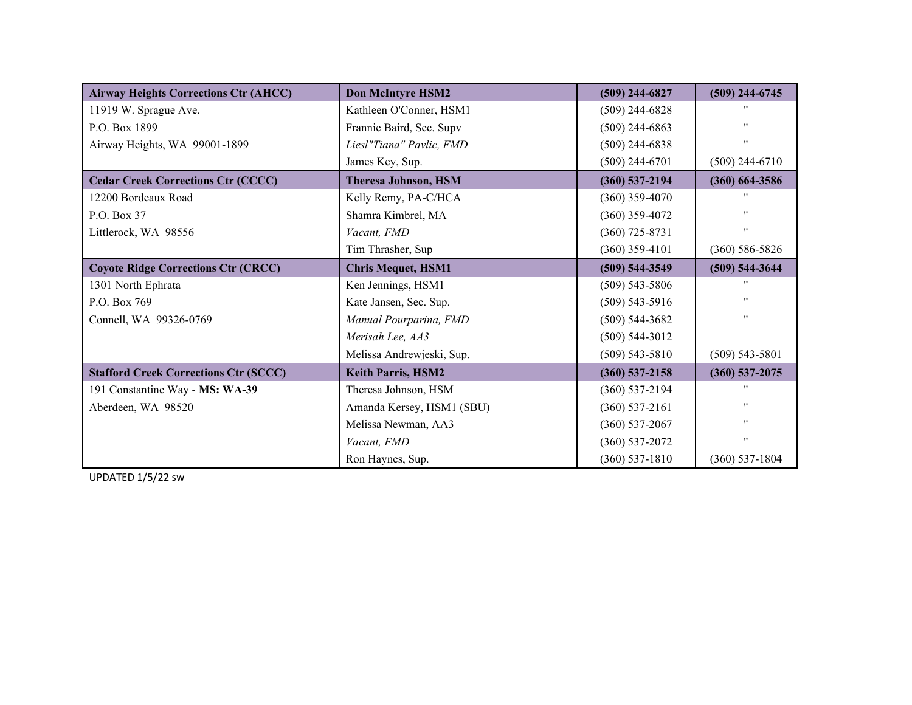| | | | |
|---|---|---|---|
| **Airway Heights Corrections Ctr (AHCC)** | **Don McIntyre HSM2** | **(509) 244-6827** | **(509) 244-6745** |
| 11919 W. Sprague Ave. | Kathleen O'Conner, HSM1 | (509) 244-6828 | " |
| P.O. Box 1899 | Frannie Baird, Sec. Supv | (509) 244-6863 | " |
| Airway Heights, WA 99001-1899 | *Liesl"Tiana" Pavlic, FMD* | (509) 244-6838 | " |
| | James Key, Sup. | (509) 244-6701 | (509) 244-6710 |
| **Cedar Creek Corrections Ctr (CCCC)** | **Theresa Johnson, HSM** | **(360) 537-2194** | **(360) 664-3586** |
| 12200 Bordeaux Road | Kelly Remy, PA-C/HCA | (360) 359-4070 | " |
| P.O. Box 37 | Shamra Kimbrel, MA | (360) 359-4072 | " |
| Littlerock, WA 98556 | *Vacant, FMD* | (360) 725-8731 | " |
| | Tim Thrasher, Sup | (360) 359-4101 | (360) 586-5826 |
| **Coyote Ridge Corrections Ctr (CRCC)** | **Chris Mequet, HSM1** | **(509) 544-3549** | **(509) 544-3644** |
| 1301 North Ephrata | Ken Jennings, HSM1 | (509) 543-5806 | " |
| P.O. Box 769 | Kate Jansen, Sec. Sup. | (509) 543-5916 | " |
| Connell, WA 99326-0769 | *Manual Pourparina, FMD* | (509) 544-3682 | " |
| | *Merisah Lee, AA3* | (509) 544-3012 | |
| | Melissa Andrewjeski, Sup. | (509) 543-5810 | (509) 543-5801 |
| **Stafford Creek Corrections Ctr (SCCC)** | **Keith Parris, HSM2** | **(360) 537-2158** | **(360) 537-2075** |
| 191 Constantine Way - **MS: WA-39** | Theresa Johnson, HSM | (360) 537-2194 | " |
| Aberdeen, WA 98520 | Amanda Kersey, HSM1 (SBU) | (360) 537-2161 | " |
| | Melissa Newman, AA3 | (360) 537-2067 | " |
| | *Vacant, FMD* | (360) 537-2072 | " |
| | Ron Haynes, Sup. | (360) 537-1810 | (360) 537-1804 |

UPDATED 1/5/22 sw